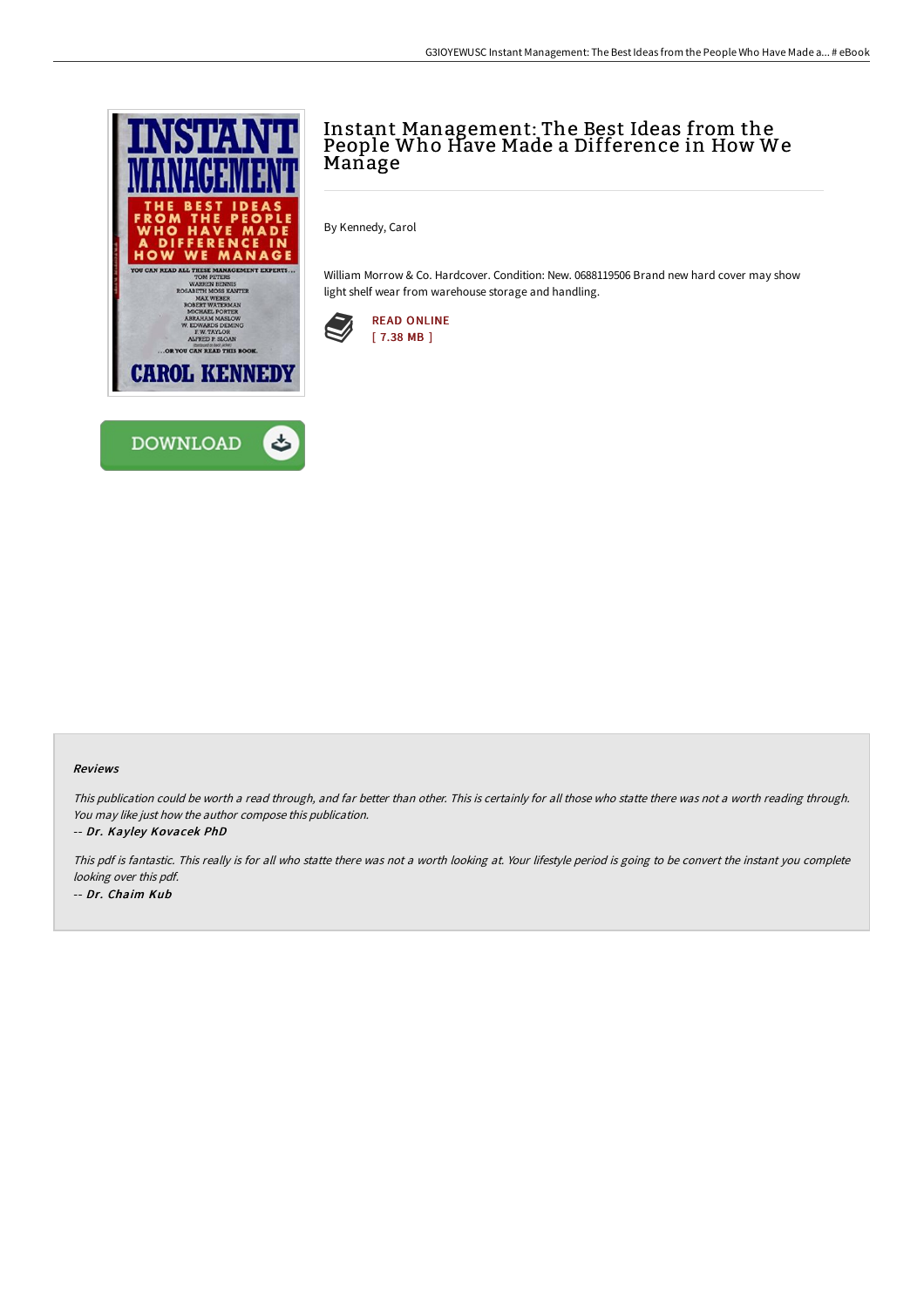# Instant Management: The Best Ideas from the People Who Have Made a Difference in How We Manage

By Kennedy, Carol

William Morrow & Co. Hardcover. Condition: New. 0688119506 Brand new hard cover may show light shelf wear from warehouse storage and handling.

READ ONLINE
[ 7.38 MB ]

DOWNLOAD

### Reviews

*This publication could be worth a read through, and far better than other. This is certainly for all those who statte there was not a worth reading through. You may like just how the author compose this publication.*

-- ***Dr. Kayley Kovacek PhD***

*This pdf is fantastic. This really is for all who statte there was not a worth looking at. Your lifestyle period is going to be convert the instant you complete looking over this pdf.*

-- ***Dr. Chaim Kub***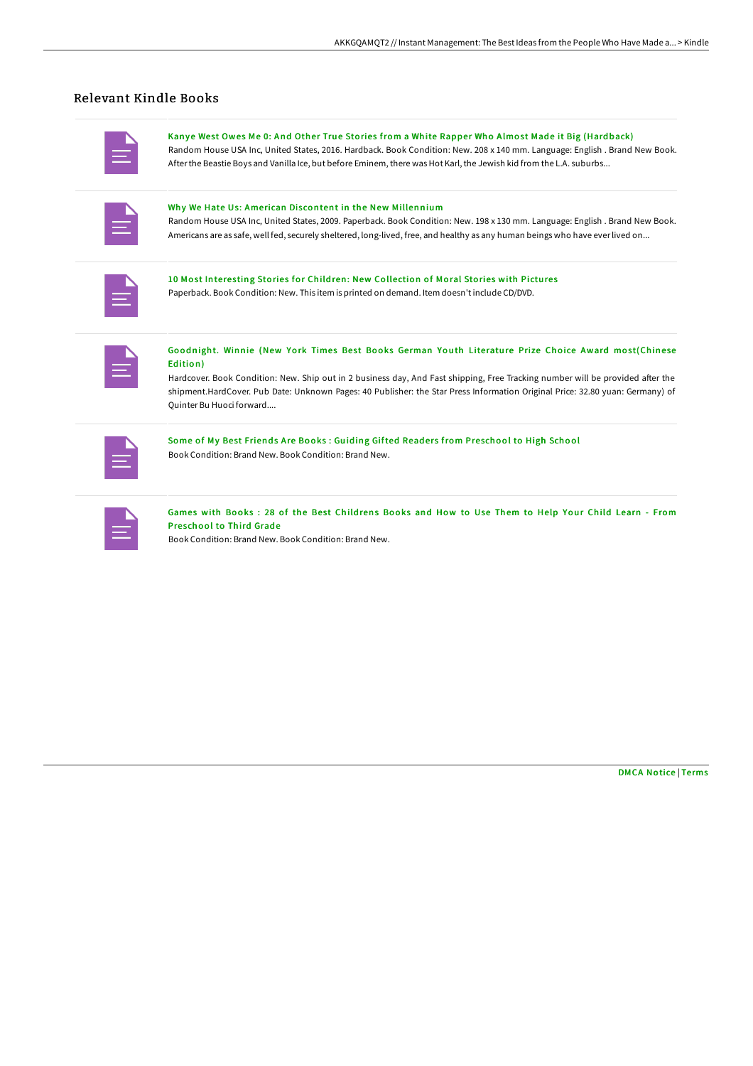## Relevant Kindle Books

**Kanye West Owes Me 0: And Other True Stories from a White Rapper Who Almost Made it Big (Hardback)**
Random House USA Inc, United States, 2016. Hardback. Book Condition: New. 208 x 140 mm. Language: English . Brand New Book. After the Beastie Boys and Vanilla Ice, but before Eminem, there was Hot Karl, the Jewish kid from the L.A. suburbs...

**Why We Hate Us: American Discontent in the New Millennium**
Random House USA Inc, United States, 2009. Paperback. Book Condition: New. 198 x 130 mm. Language: English . Brand New Book. Americans are as safe, well fed, securely sheltered, long-lived, free, and healthy as any human beings who have ever lived on...

**10 Most Interesting Stories for Children: New Collection of Moral Stories with Pictures**
Paperback. Book Condition: New. This item is printed on demand. Item doesn't include CD/DVD.

**Goodnight. Winnie (New York Times Best Books German Youth Literature Prize Choice Award most(Chinese Edition)**
Hardcover. Book Condition: New. Ship out in 2 business day, And Fast shipping, Free Tracking number will be provided after the shipment.HardCover. Pub Date: Unknown Pages: 40 Publisher: the Star Press Information Original Price: 32.80 yuan: Germany) of Quinter Bu Huoci forward....

**Some of My Best Friends Are Books : Guiding Gifted Readers from Preschool to High School**
Book Condition: Brand New. Book Condition: Brand New.

**Games with Books : 28 of the Best Childrens Books and How to Use Them to Help Your Child Learn - From Preschool to Third Grade**
Book Condition: Brand New. Book Condition: Brand New.